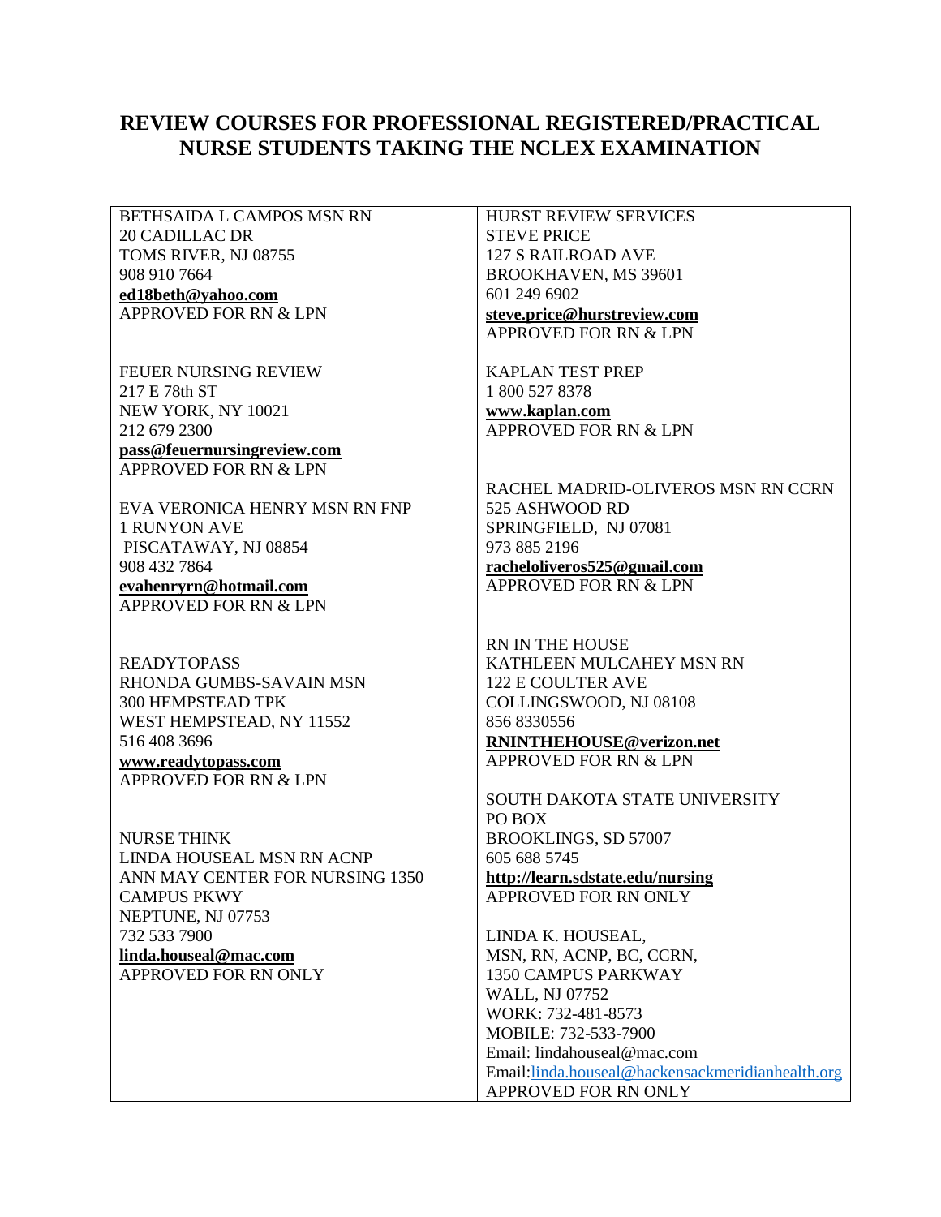# REVIEW COURSES FOR PROFESSIONAL REGISTERED/PRACTICAL NURSE STUDENTS TAKING THE NCLEX EXAMINATION

BETHSAIDA L CAMPOS MSN RN
20 CADILLAC DR
TOMS RIVER, NJ 08755
908 910 7664
**ed18beth@yahoo.com**
APPROVED FOR RN & LPN

FEUER NURSING REVIEW
217 E 78th ST
NEW YORK, NY 10021
212 679 2300
**pass@feuernursingreview.com**
APPROVED FOR RN & LPN

EVA VERONICA HENRY MSN RN FNP
1 RUNYON AVE
PISCATAWAY, NJ 08854
908 432 7864
**evahenryrn@hotmail.com**
APPROVED FOR RN & LPN

READYTOPASS
RHONDA GUMBS-SAVAIN MSN
300 HEMPSTEAD TPK
WEST HEMPSTEAD, NY 11552
516 408 3696
**www.readytopass.com**
APPROVED FOR RN & LPN

NURSE THINK
LINDA HOUSEAL MSN RN ACNP
ANN MAY CENTER FOR NURSING 1350 CAMPUS PKWY
NEPTUNE, NJ 07753
732 533 7900
**linda.houseal@mac.com**
APPROVED FOR RN ONLY

HURST REVIEW SERVICES
STEVE PRICE
127 S RAILROAD AVE
BROOKHAVEN, MS 39601
601 249 6902
**steve.price@hurstreview.com**
APPROVED FOR RN & LPN

KAPLAN TEST PREP
1 800 527 8378
**www.kaplan.com**
APPROVED FOR RN & LPN

RACHEL MADRID-OLIVEROS MSN RN CCRN
525 ASHWOOD RD
SPRINGFIELD, NJ 07081
973 885 2196
**racheloliveros525@gmail.com**
APPROVED FOR RN & LPN

RN IN THE HOUSE
KATHLEEN MULCAHEY MSN RN
122 E COULTER AVE
COLLINGSWOOD, NJ 08108
856 8330556
**RNINTHEHOUSE@verizon.net**
APPROVED FOR RN & LPN

SOUTH DAKOTA STATE UNIVERSITY
PO BOX
BROOKLINGS, SD 57007
605 688 5745
**http://learn.sdstate.edu/nursing**
APPROVED FOR RN ONLY

LINDA K. HOUSEAL,
MSN, RN, ACNP, BC, CCRN,
1350 CAMPUS PARKWAY
WALL, NJ 07752
WORK: 732-481-8573
MOBILE: 732-533-7900
Email: lindahouseal@mac.com
Email:linda.houseal@hackensackmeridianhealth.org
APPROVED FOR RN ONLY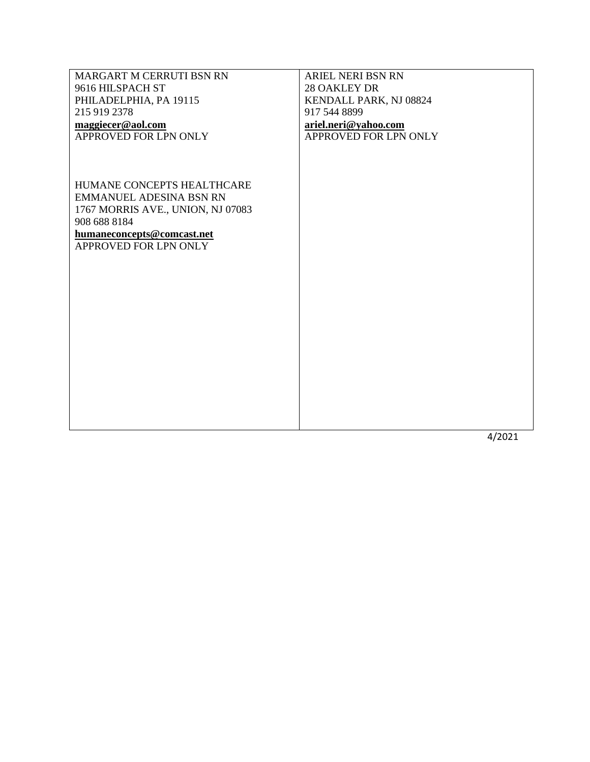| | |
|---|---|
| MARGART M CERRUTI BSN RN<br>9616 HILSPACH ST<br>PHILADELPHIA, PA 19115<br>215 919 2378<br>**maggiecer@aol.com**<br>APPROVED FOR LPN ONLY<br><br><br>HUMANE CONCEPTS HEALTHCARE<br>EMMANUEL ADESINA BSN RN<br>1767 MORRIS AVE., UNION, NJ 07083<br>908 688 8184<br>**humaneconcepts@comcast.net**<br>APPROVED FOR LPN ONLY | ARIEL NERI BSN RN<br>28 OAKLEY DR<br>KENDALL PARK, NJ 08824<br>917 544 8899<br>**ariel.neri@yahoo.com**<br>APPROVED FOR LPN ONLY |

4/2021